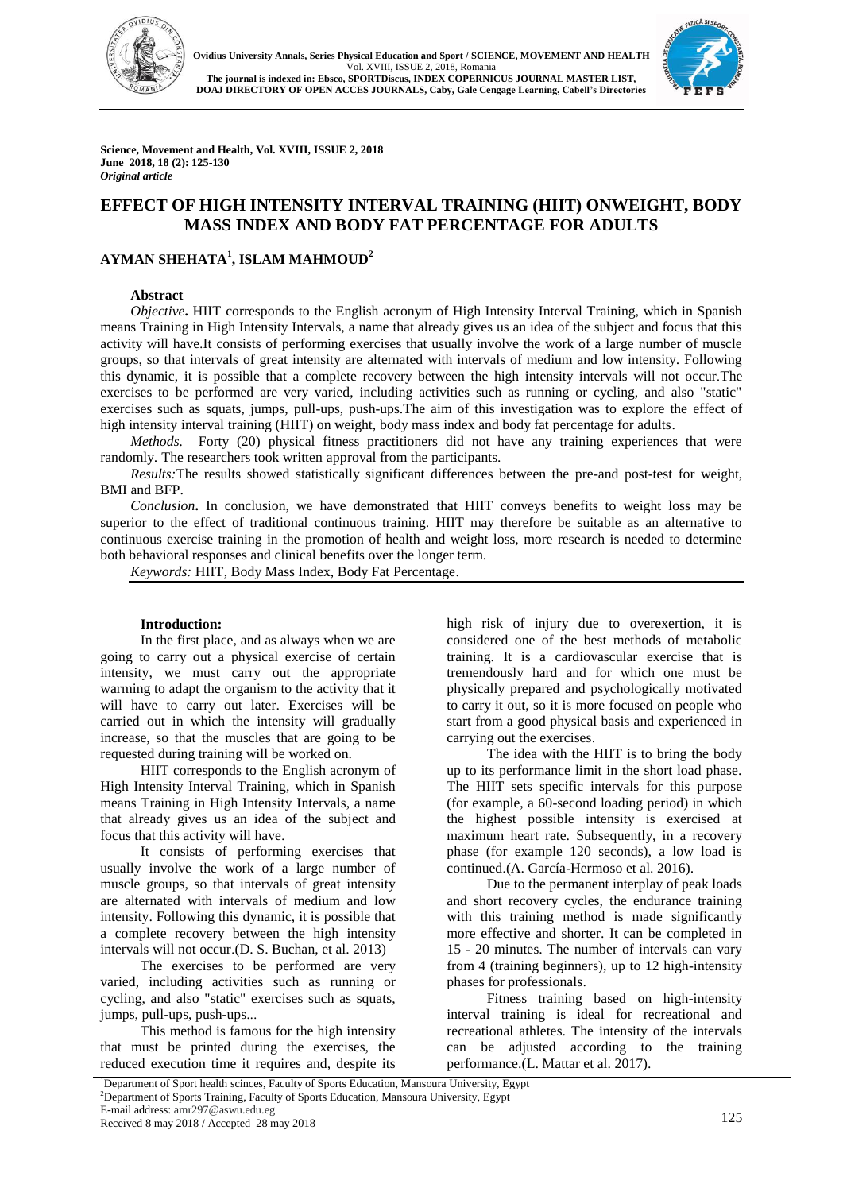Science, Movement and Health, Vol. XVIII, ISSUE 2, 2018
June 2018, 18 (2): 125-130
*Original article*

# EFFECT OF HIGH INTENSITY INTERVAL TRAINING (HIIT) ONWEIGHT, BODY MASS INDEX AND BODY FAT PERCENTAGE FOR ADULTS

## AYMAN SHEHATA[1], ISLAM MAHMOUD[2]

### Abstract

*Objective***.** HIIT corresponds to the English acronym of High Intensity Interval Training, which in Spanish means Training in High Intensity Intervals, a name that already gives us an idea of the subject and focus that this activity will have.It consists of performing exercises that usually involve the work of a large number of muscle groups, so that intervals of great intensity are alternated with intervals of medium and low intensity. Following this dynamic, it is possible that a complete recovery between the high intensity intervals will not occur.The exercises to be performed are very varied, including activities such as running or cycling, and also "static" exercises such as squats, jumps, pull-ups, push-ups.The aim of this investigation was to explore the effect of high intensity interval training (HIIT) on weight, body mass index and body fat percentage for adults.

*Methods.* Forty (20) physical fitness practitioners did not have any training experiences that were randomly. The researchers took written approval from the participants.

*Results:*The results showed statistically significant differences between the pre-and post-test for weight, BMI and BFP.

*Conclusion***.** In conclusion, we have demonstrated that HIIT conveys benefits to weight loss may be superior to the effect of traditional continuous training. HIIT may therefore be suitable as an alternative to continuous exercise training in the promotion of health and weight loss, more research is needed to determine both behavioral responses and clinical benefits over the longer term.

*Keywords:* HIIT, Body Mass Index, Body Fat Percentage.

### Introduction:

In the first place, and as always when we are going to carry out a physical exercise of certain intensity, we must carry out the appropriate warming to adapt the organism to the activity that it will have to carry out later. Exercises will be carried out in which the intensity will gradually increase, so that the muscles that are going to be requested during training will be worked on.

HIIT corresponds to the English acronym of High Intensity Interval Training, which in Spanish means Training in High Intensity Intervals, a name that already gives us an idea of the subject and focus that this activity will have.

It consists of performing exercises that usually involve the work of a large number of muscle groups, so that intervals of great intensity are alternated with intervals of medium and low intensity. Following this dynamic, it is possible that a complete recovery between the high intensity intervals will not occur.(D. S. Buchan, et al. 2013)

The exercises to be performed are very varied, including activities such as running or cycling, and also "static" exercises such as squats, jumps, pull-ups, push-ups...

This method is famous for the high intensity that must be printed during the exercises, the reduced execution time it requires and, despite its high risk of injury due to overexertion, it is considered one of the best methods of metabolic training. It is a cardiovascular exercise that is tremendously hard and for which one must be physically prepared and psychologically motivated to carry it out, so it is more focused on people who start from a good physical basis and experienced in carrying out the exercises.

The idea with the HIIT is to bring the body up to its performance limit in the short load phase. The HIIT sets specific intervals for this purpose (for example, a 60-second loading period) in which the highest possible intensity is exercised at maximum heart rate. Subsequently, in a recovery phase (for example 120 seconds), a low load is continued.(A. García-Hermoso et al. 2016).

Due to the permanent interplay of peak loads and short recovery cycles, the endurance training with this training method is made significantly more effective and shorter. It can be completed in 15 - 20 minutes. The number of intervals can vary from 4 (training beginners), up to 12 high-intensity phases for professionals.

Fitness training based on high-intensity interval training is ideal for recreational and recreational athletes. The intensity of the intervals can be adjusted according to the training performance.(L. Mattar et al. 2017).

[1]Department of Sport health scinces, Faculty of Sports Education, Mansoura University, Egypt
[2]Department of Sports Training, Faculty of Sports Education, Mansoura University, Egypt
E-mail address: amr297@aswu.edu.eg
Received 8 may 2018 / Accepted 28 may 2018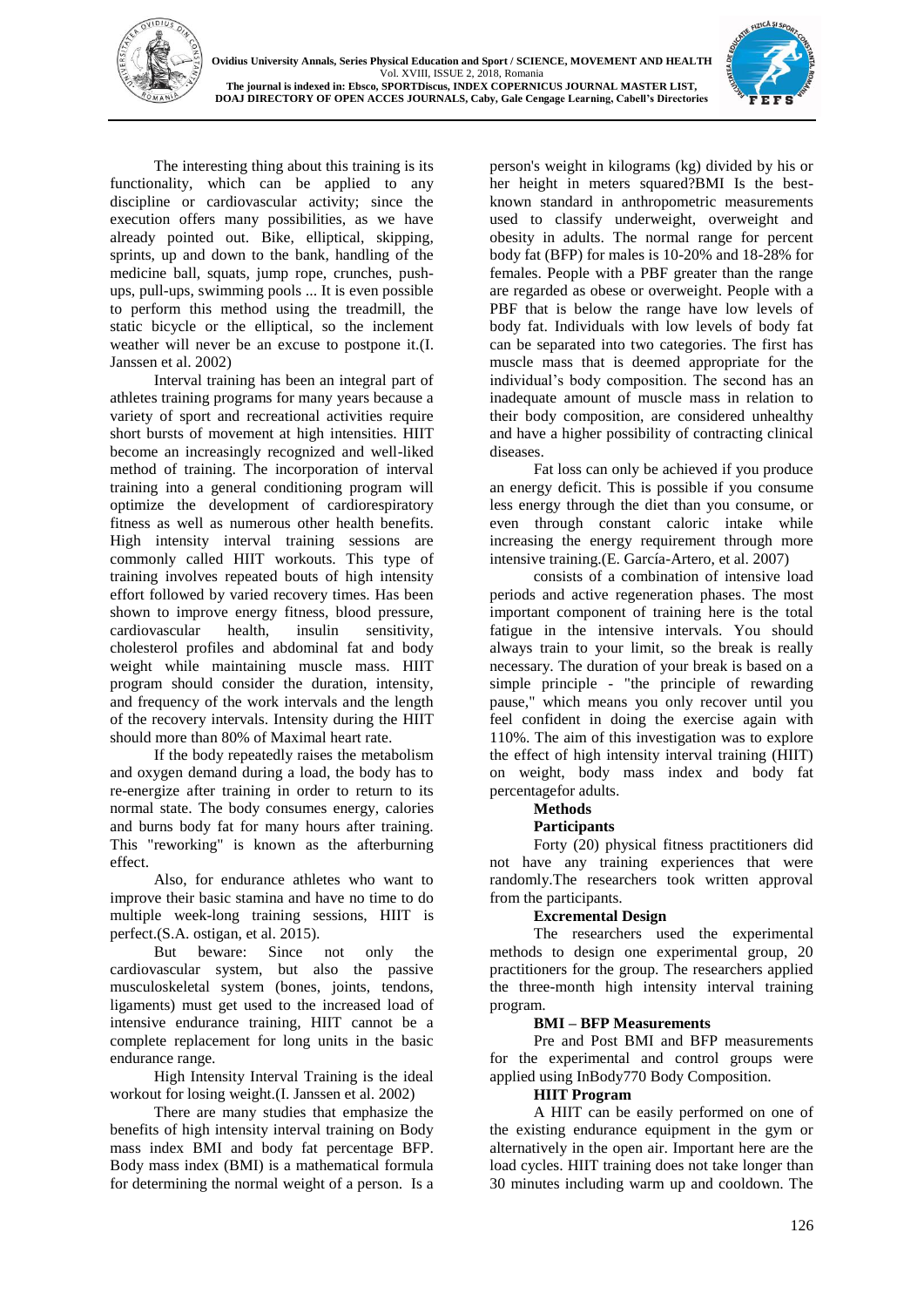The interesting thing about this training is its functionality, which can be applied to any discipline or cardiovascular activity; since the execution offers many possibilities, as we have already pointed out. Bike, elliptical, skipping, sprints, up and down to the bank, handling of the medicine ball, squats, jump rope, crunches, push-ups, pull-ups, swimming pools ... It is even possible to perform this method using the treadmill, the static bicycle or the elliptical, so the inclement weather will never be an excuse to postpone it.(I. Janssen et al. 2002)

Interval training has been an integral part of athletes training programs for many years because a variety of sport and recreational activities require short bursts of movement at high intensities. HIIT become an increasingly recognized and well-liked method of training. The incorporation of interval training into a general conditioning program will optimize the development of cardiorespiratory fitness as well as numerous other health benefits. High intensity interval training sessions are commonly called HIIT workouts. This type of training involves repeated bouts of high intensity effort followed by varied recovery times. Has been shown to improve energy fitness, blood pressure, cardiovascular health, insulin sensitivity, cholesterol profiles and abdominal fat and body weight while maintaining muscle mass. HIIT program should consider the duration, intensity, and frequency of the work intervals and the length of the recovery intervals. Intensity during the HIIT should more than 80% of Maximal heart rate.

If the body repeatedly raises the metabolism and oxygen demand during a load, the body has to re-energize after training in order to return to its normal state. The body consumes energy, calories and burns body fat for many hours after training. This "reworking" is known as the afterburning effect.

Also, for endurance athletes who want to improve their basic stamina and have no time to do multiple week-long training sessions, HIIT is perfect.(S.A. ostigan, et al. 2015).

But beware: Since not only the cardiovascular system, but also the passive musculoskeletal system (bones, joints, tendons, ligaments) must get used to the increased load of intensive endurance training, HIIT cannot be a complete replacement for long units in the basic endurance range.

High Intensity Interval Training is the ideal workout for losing weight.(I. Janssen et al. 2002)

There are many studies that emphasize the benefits of high intensity interval training on Body mass index BMI and body fat percentage BFP. Body mass index (BMI) is a mathematical formula for determining the normal weight of a person. Is a person's weight in kilograms (kg) divided by his or her height in meters squared?BMI Is the best-known standard in anthropometric measurements used to classify underweight, overweight and obesity in adults. The normal range for percent body fat (BFP) for males is 10-20% and 18-28% for females. People with a PBF greater than the range are regarded as obese or overweight. People with a PBF that is below the range have low levels of body fat. Individuals with low levels of body fat can be separated into two categories. The first has muscle mass that is deemed appropriate for the individual's body composition. The second has an inadequate amount of muscle mass in relation to their body composition, are considered unhealthy and have a higher possibility of contracting clinical diseases.

Fat loss can only be achieved if you produce an energy deficit. This is possible if you consume less energy through the diet than you consume, or even through constant caloric intake while increasing the energy requirement through more intensive training.(E. García-Artero, et al. 2007)

consists of a combination of intensive load periods and active regeneration phases. The most important component of training here is the total fatigue in the intensive intervals. You should always train to your limit, so the break is really necessary. The duration of your break is based on a simple principle - "the principle of rewarding pause," which means you only recover until you feel confident in doing the exercise again with 110%. The aim of this investigation was to explore the effect of high intensity interval training (HIIT) on weight, body mass index and body fat percentagefor adults.

**Methods**

**Participants**

Forty (20) physical fitness practitioners did not have any training experiences that were randomly.The researchers took written approval from the participants.

**Excremental Design**

The researchers used the experimental methods to design one experimental group, 20 practitioners for the group. The researchers applied the three-month high intensity interval training program.

**BMI – BFP Measurements**

Pre and Post BMI and BFP measurements for the experimental and control groups were applied using InBody770 Body Composition.

**HIIT Program**

A HIIT can be easily performed on one of the existing endurance equipment in the gym or alternatively in the open air. Important here are the load cycles. HIIT training does not take longer than 30 minutes including warm up and cooldown. The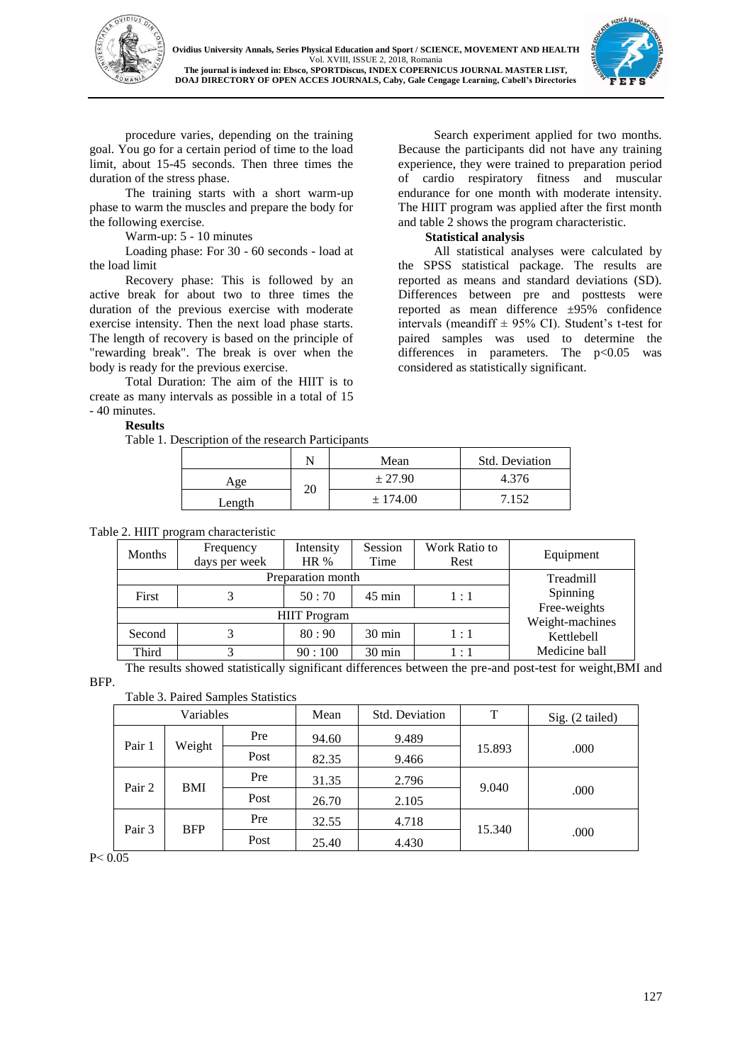procedure varies, depending on the training goal. You go for a certain period of time to the load limit, about 15-45 seconds. Then three times the duration of the stress phase.

The training starts with a short warm-up phase to warm the muscles and prepare the body for the following exercise.

Warm-up: 5 - 10 minutes

Loading phase: For 30 - 60 seconds - load at the load limit

Recovery phase: This is followed by an active break for about two to three times the duration of the previous exercise with moderate exercise intensity. Then the next load phase starts. The length of recovery is based on the principle of "rewarding break". The break is over when the body is ready for the previous exercise.

Total Duration: The aim of the HIIT is to create as many intervals as possible in a total of 15 - 40 minutes.

Search experiment applied for two months. Because the participants did not have any training experience, they were trained to preparation period of cardio respiratory fitness and muscular endurance for one month with moderate intensity. The HIIT program was applied after the first month and table 2 shows the program characteristic.

**Statistical analysis**

All statistical analyses were calculated by the SPSS statistical package. The results are reported as means and standard deviations (SD). Differences between pre and posttests were reported as mean difference ±95% confidence intervals (meandiff ± 95% CI). Student's t-test for paired samples was used to determine the differences in parameters. The $p<0.05$ was considered as statistically significant.

**Results**

Table 1. Description of the research Participants

| | N | Mean | Std. Deviation |
|---|---|---|---|
| Age | 20 | ± 27.90 | 4.376 |
| Length | | ± 174.00 | 7.152 |

Table 2. HIIT program characteristic

| Months | Frequency days per week | Intensity HR % | Session Time | Work Ratio to Rest | Equipment |
|---|---|---|---|---|---|
| Preparation month | | | | | Treadmill Spinning Free-weights Weight-machines Kettlebell Medicine ball |
| First | 3 | 50 : 70 | 45 min | 1 : 1 | |
| HIIT Program | | | | | |
| Second | 3 | 80 : 90 | 30 min | 1 : 1 | |
| Third | 3 | 90 : 100 | 30 min | 1 : 1 | |

The results showed statistically significant differences between the pre-and post-test for weight,BMI and BFP.

Table 3. Paired Samples Statistics

| Variables | | | Mean | Std. Deviation | T | Sig. (2 tailed) |
|---|---|---|---|---|---|---|
| Pair 1 | Weight | Pre | 94.60 | 9.489 | 15.893 | .000 |
| | | Post | 82.35 | 9.466 | | |
| Pair 2 | BMI | Pre | 31.35 | 2.796 | 9.040 | .000 |
| | | Post | 26.70 | 2.105 | | |
| Pair 3 | BFP | Pre | 32.55 | 4.718 | 15.340 | .000 |
| | | Post | 25.40 | 4.430 | | |

$P< 0.05$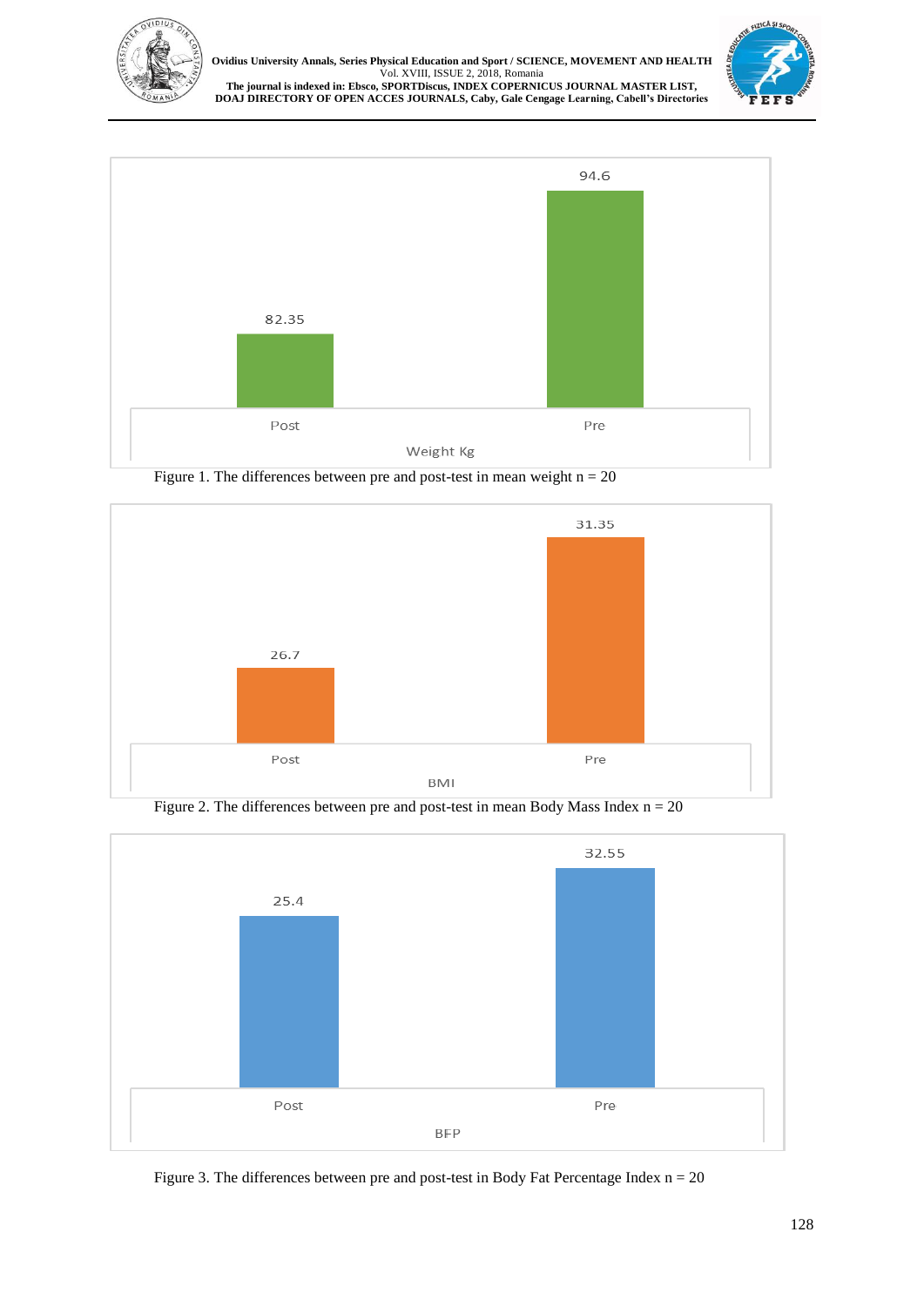Figure 1. The differences between pre and post-test in mean weight n = 20

Figure 2. The differences between pre and post-test in mean Body Mass Index n = 20

Figure 3. The differences between pre and post-test in Body Fat Percentage Index n = 20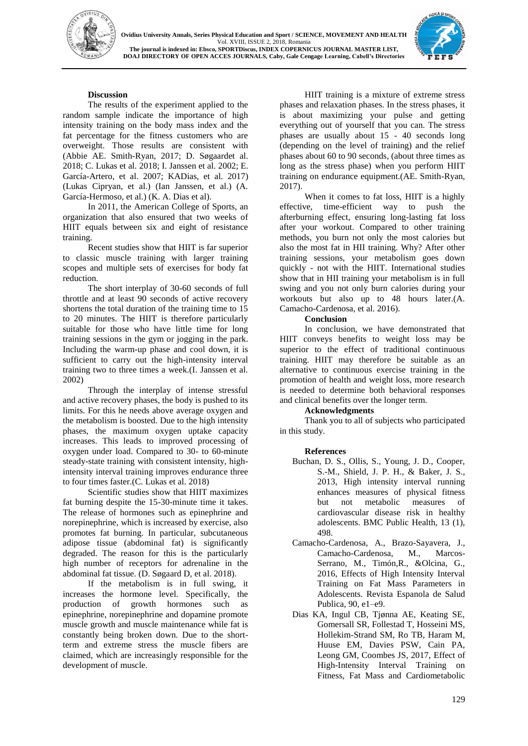## Discussion

The results of the experiment applied to the random sample indicate the importance of high intensity training on the body mass index and the fat percentage for the fitness customers who are overweight. Those results are consistent with (Abbie AE. Smith-Ryan, 2017; D. Søgaardet al. 2018; C. Lukas et al. 2018; I. Janssen et al. 2002; E. García-Artero, et al. 2007; KADias, et al. 2017) (Lukas Cipryan, et al.) (Ian Janssen, et al.) (A. García-Hermoso, et al.) (K. A. Dias et al).

In 2011, the American College of Sports, an organization that also ensured that two weeks of HIIT equals between six and eight of resistance training.

Recent studies show that HIIT is far superior to classic muscle training with larger training scopes and multiple sets of exercises for body fat reduction.

The short interplay of 30-60 seconds of full throttle and at least 90 seconds of active recovery shortens the total duration of the training time to 15 to 20 minutes. The HIIT is therefore particularly suitable for those who have little time for long training sessions in the gym or jogging in the park. Including the warm-up phase and cool down, it is sufficient to carry out the high-intensity interval training two to three times a week.(I. Janssen et al. 2002)

Through the interplay of intense stressful and active recovery phases, the body is pushed to its limits. For this he needs above average oxygen and the metabolism is boosted. Due to the high intensity phases, the maximum oxygen uptake capacity increases. This leads to improved processing of oxygen under load. Compared to 30- to 60-minute steady-state training with consistent intensity, high-intensity interval training improves endurance three to four times faster.(C. Lukas et al. 2018)

Scientific studies show that HIIT maximizes fat burning despite the 15-30-minute time it takes. The release of hormones such as epinephrine and norepinephrine, which is increased by exercise, also promotes fat burning. In particular, subcutaneous adipose tissue (abdominal fat) is significantly degraded. The reason for this is the particularly high number of receptors for adrenaline in the abdominal fat tissue. (D. Søgaard D, et al. 2018).

If the metabolism is in full swing, it increases the hormone level. Specifically, the production of growth hormones such as epinephrine, norepinephrine and dopamine promote muscle growth and muscle maintenance while fat is constantly being broken down. Due to the short-term and extreme stress the muscle fibers are claimed, which are increasingly responsible for the development of muscle.

HIIT training is a mixture of extreme stress phases and relaxation phases. In the stress phases, it is about maximizing your pulse and getting everything out of yourself that you can. The stress phases are usually about 15 - 40 seconds long (depending on the level of training) and the relief phases about 60 to 90 seconds, (about three times as long as the stress phase) when you perform HIIT training on endurance equipment.(AE. Smith-Ryan, 2017).

When it comes to fat loss, HIIT is a highly effective, time-efficient way to push the afterburning effect, ensuring long-lasting fat loss after your workout. Compared to other training methods, you burn not only the most calories but also the most fat in HII training. Why? After other training sessions, your metabolism goes down quickly - not with the HIIT. International studies show that in HII training your metabolism is in full swing and you not only burn calories during your workouts but also up to 48 hours later.(A. Camacho-Cardenosa, et al. 2016).

## Conclusion

In conclusion, we have demonstrated that HIIT conveys benefits to weight loss may be superior to the effect of traditional continuous training. HIIT may therefore be suitable as an alternative to continuous exercise training in the promotion of health and weight loss, more research is needed to determine both behavioral responses and clinical benefits over the longer term.

## Acknowledgments

Thank you to all of subjects who participated in this study.

## References

- Buchan, D. S., Ollis, S., Young, J. D., Cooper, S.-M., Shield, J. P. H., & Baker, J. S., 2013, High intensity interval running enhances measures of physical fitness but not metabolic measures of cardiovascular disease risk in healthy adolescents. BMC Public Health, 13 (1), 498.
- Camacho-Cardenosa, A., Brazo-Sayavera, J., Camacho-Cardenosa, M., Marcos-Serrano, M., Timón,R., &Olcina, G., 2016, Effects of High Intensity Interval Training on Fat Mass Parameters in Adolescents. Revista Espanola de Salud Publica, 90, e1–e9.
- Dias KA, Ingul CB, Tjønna AE, Keating SE, Gomersall SR, Follestad T, Hosseini MS, Hollekim-Strand SM, Ro TB, Haram M, Huuse EM, Davies PSW, Cain PA, Leong GM, Coombes JS, 2017, Effect of High-Intensity Interval Training on Fitness, Fat Mass and Cardiometabolic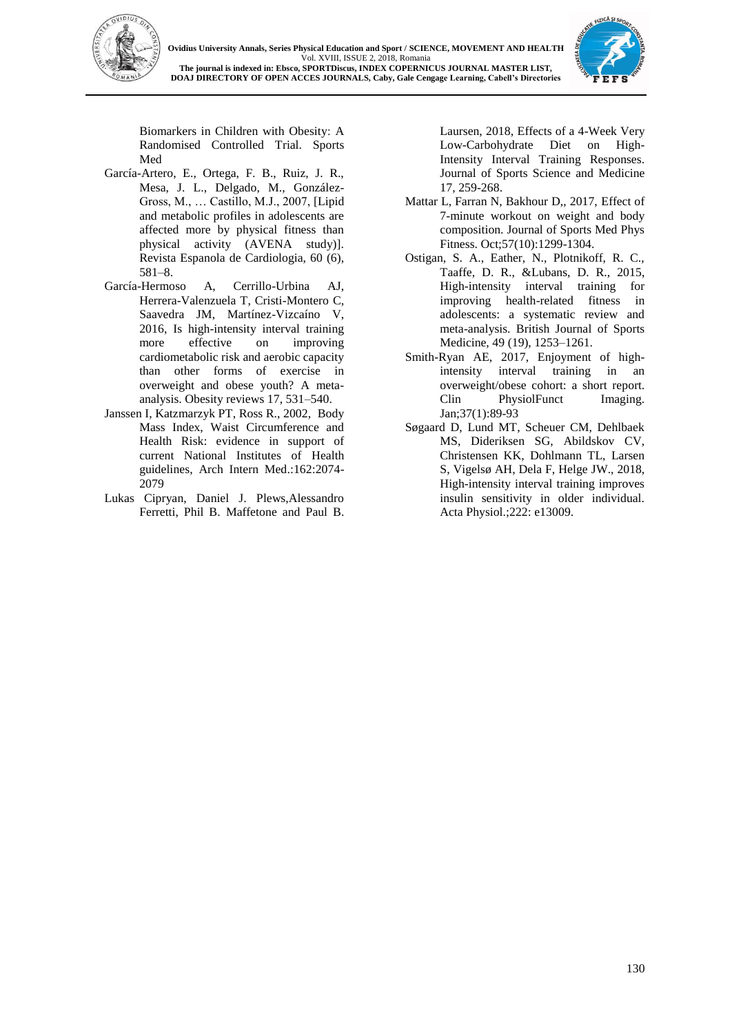Biomarkers in Children with Obesity: A Randomised Controlled Trial. Sports Med

García-Artero, E., Ortega, F. B., Ruiz, J. R., Mesa, J. L., Delgado, M., González-Gross, M., … Castillo, M.J., 2007, [Lipid and metabolic profiles in adolescents are affected more by physical fitness than physical activity (AVENA study)]. Revista Espanola de Cardiologia, 60 (6), 581–8.

García-Hermoso A, Cerrillo-Urbina AJ, Herrera-Valenzuela T, Cristi-Montero C, Saavedra JM, Martínez-Vizcaíno V, 2016, Is high-intensity interval training more effective on improving cardiometabolic risk and aerobic capacity than other forms of exercise in overweight and obese youth? A meta-analysis. Obesity reviews 17, 531–540.

Janssen I, Katzmarzyk PT, Ross R., 2002, Body Mass Index, Waist Circumference and Health Risk: evidence in support of current National Institutes of Health guidelines, Arch Intern Med.:162:2074-2079

Lukas Cipryan, Daniel J. Plews,Alessandro Ferretti, Phil B. Maffetone and Paul B. Laursen, 2018, Effects of a 4-Week Very Low-Carbohydrate Diet on High-Intensity Interval Training Responses. Journal of Sports Science and Medicine 17, 259-268.

Mattar L, Farran N, Bakhour D,, 2017, Effect of 7-minute workout on weight and body composition. Journal of Sports Med Phys Fitness. Oct;57(10):1299-1304.

Ostigan, S. A., Eather, N., Plotnikoff, R. C., Taaffe, D. R., &Lubans, D. R., 2015, High-intensity interval training for improving health-related fitness in adolescents: a systematic review and meta-analysis. British Journal of Sports Medicine, 49 (19), 1253–1261.

Smith-Ryan AE, 2017, Enjoyment of high-intensity interval training in an overweight/obese cohort: a short report. Clin PhysiolFunct Imaging. Jan;37(1):89-93

Søgaard D, Lund MT, Scheuer CM, Dehlbaek MS, Dideriksen SG, Abildskov CV, Christensen KK, Dohlmann TL, Larsen S, Vigelsø AH, Dela F, Helge JW., 2018, High-intensity interval training improves insulin sensitivity in older individual. Acta Physiol.;222: e13009.